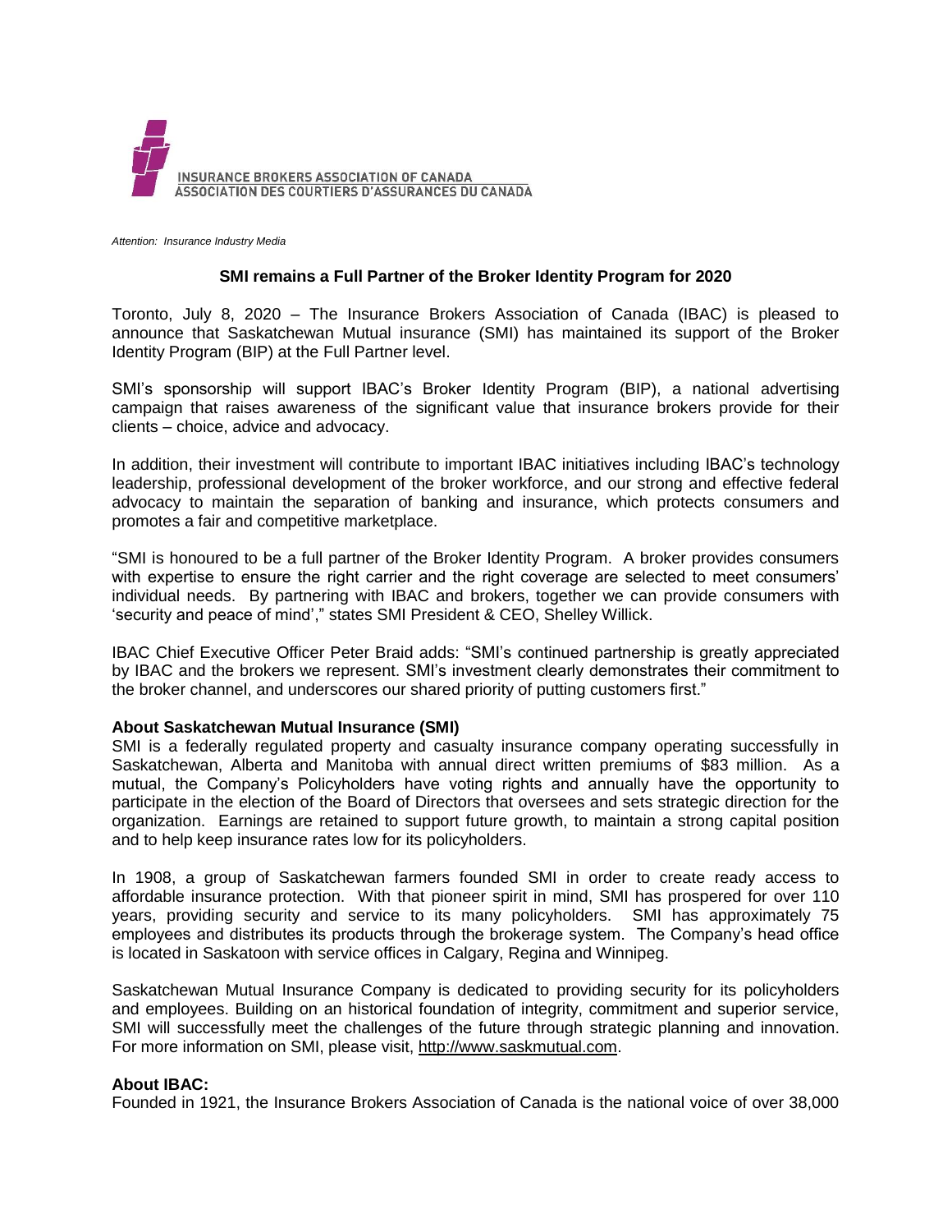INSURANCE BROKERS ASSOCIATION OF CANADA
ASSOCIATION DES COURTIERS D'ASSURANCES DU CANADA

*Attention: Insurance Industry Media*

**SMI remains a Full Partner of the Broker Identity Program for 2020**

Toronto, July 8, 2020 – The Insurance Brokers Association of Canada (IBAC) is pleased to announce that Saskatchewan Mutual insurance (SMI) has maintained its support of the Broker Identity Program (BIP) at the Full Partner level.

SMI's sponsorship will support IBAC's Broker Identity Program (BIP), a national advertising campaign that raises awareness of the significant value that insurance brokers provide for their clients – choice, advice and advocacy.

In addition, their investment will contribute to important IBAC initiatives including IBAC's technology leadership, professional development of the broker workforce, and our strong and effective federal advocacy to maintain the separation of banking and insurance, which protects consumers and promotes a fair and competitive marketplace.

"SMI is honoured to be a full partner of the Broker Identity Program. A broker provides consumers with expertise to ensure the right carrier and the right coverage are selected to meet consumers' individual needs. By partnering with IBAC and brokers, together we can provide consumers with 'security and peace of mind'," states SMI President & CEO, Shelley Willick.

IBAC Chief Executive Officer Peter Braid adds: "SMI's continued partnership is greatly appreciated by IBAC and the brokers we represent. SMI's investment clearly demonstrates their commitment to the broker channel, and underscores our shared priority of putting customers first."

**About Saskatchewan Mutual Insurance (SMI)**

SMI is a federally regulated property and casualty insurance company operating successfully in Saskatchewan, Alberta and Manitoba with annual direct written premiums of $83 million. As a mutual, the Company's Policyholders have voting rights and annually have the opportunity to participate in the election of the Board of Directors that oversees and sets strategic direction for the organization. Earnings are retained to support future growth, to maintain a strong capital position and to help keep insurance rates low for its policyholders.

In 1908, a group of Saskatchewan farmers founded SMI in order to create ready access to affordable insurance protection. With that pioneer spirit in mind, SMI has prospered for over 110 years, providing security and service to its many policyholders. SMI has approximately 75 employees and distributes its products through the brokerage system. The Company's head office is located in Saskatoon with service offices in Calgary, Regina and Winnipeg.

Saskatchewan Mutual Insurance Company is dedicated to providing security for its policyholders and employees. Building on an historical foundation of integrity, commitment and superior service, SMI will successfully meet the challenges of the future through strategic planning and innovation. For more information on SMI, please visit, http://www.saskmutual.com.

**About IBAC:**

Founded in 1921, the Insurance Brokers Association of Canada is the national voice of over 38,000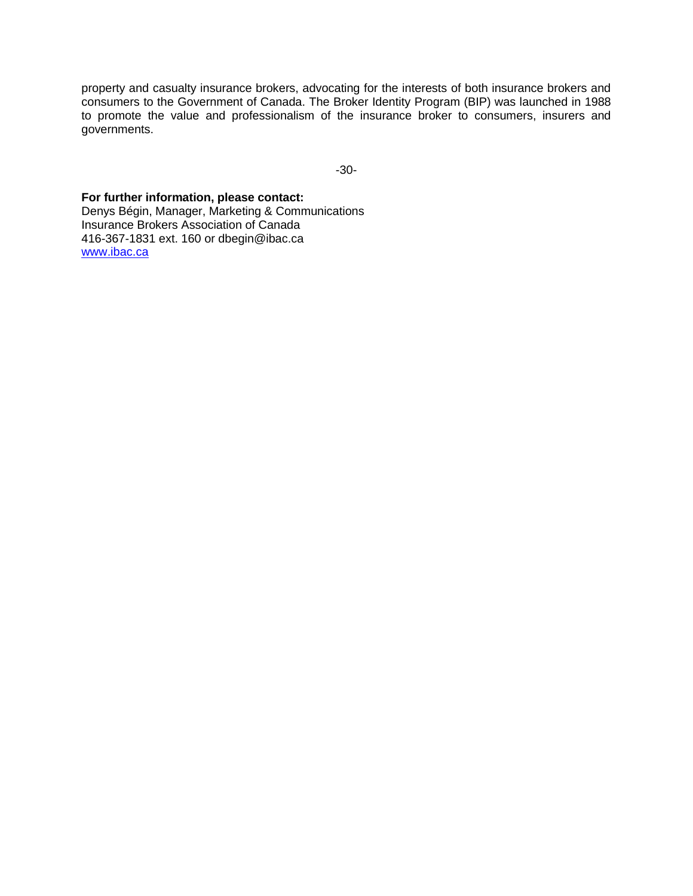property and casualty insurance brokers, advocating for the interests of both insurance brokers and consumers to the Government of Canada. The Broker Identity Program (BIP) was launched in 1988 to promote the value and professionalism of the insurance broker to consumers, insurers and governments.

-30-

**For further information, please contact:**
Denys Bégin, Manager, Marketing & Communications
Insurance Brokers Association of Canada
416-367-1831 ext. 160 or dbegin@ibac.ca
www.ibac.ca